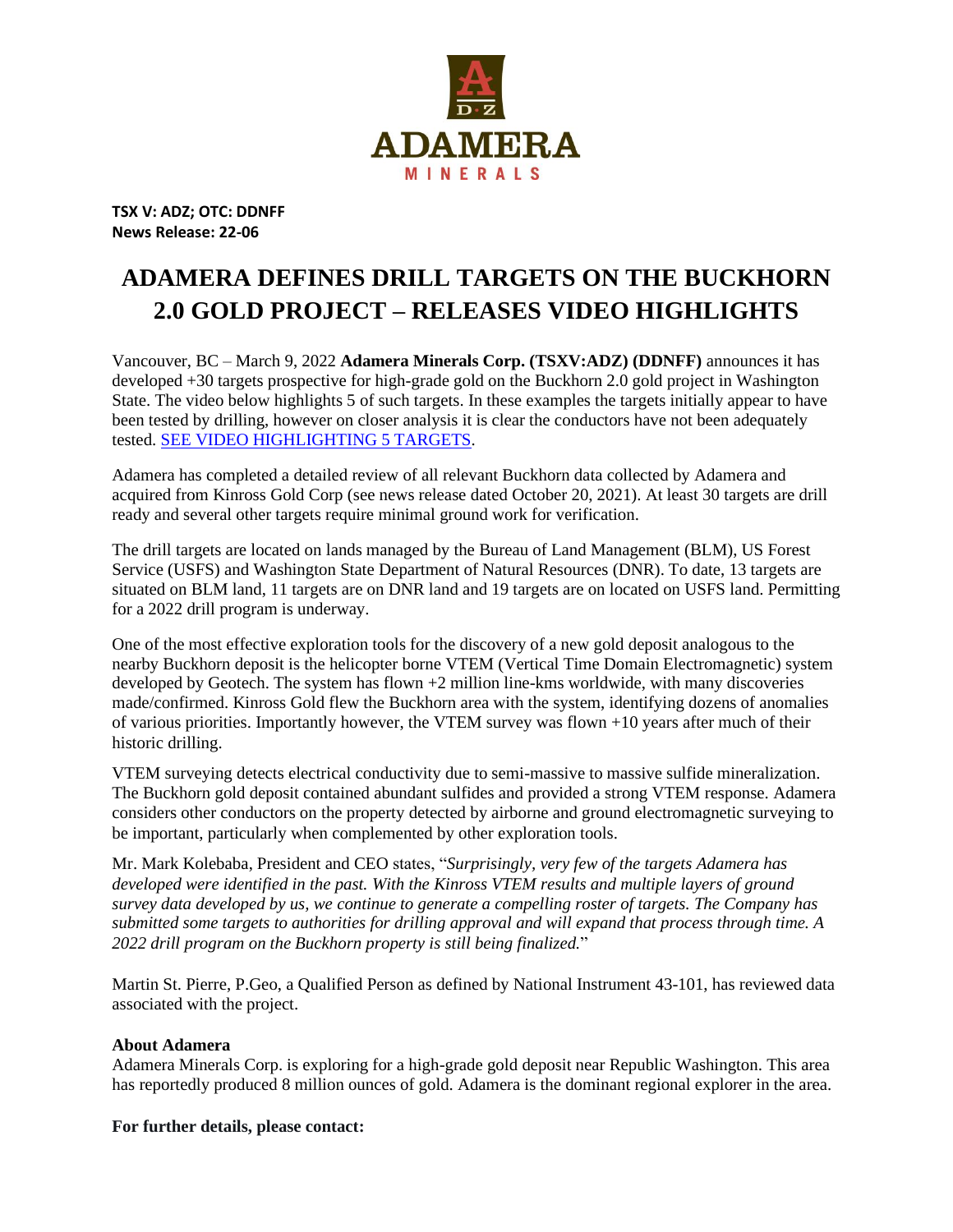**TSX V: ADZ; OTC: DDNFF**
**News Release: 22-06**

# ADAMERA DEFINES DRILL TARGETS ON THE BUCKHORN 2.0 GOLD PROJECT – RELEASES VIDEO HIGHLIGHTS

Vancouver, BC – March 9, 2022 **Adamera Minerals Corp. (TSXV:ADZ) (DDNFF)** announces it has developed +30 targets prospective for high-grade gold on the Buckhorn 2.0 gold project in Washington State. The video below highlights 5 of such targets. In these examples the targets initially appear to have been tested by drilling, however on closer analysis it is clear the conductors have not been adequately tested. SEE VIDEO HIGHLIGHTING 5 TARGETS.

Adamera has completed a detailed review of all relevant Buckhorn data collected by Adamera and acquired from Kinross Gold Corp (see news release dated October 20, 2021). At least 30 targets are drill ready and several other targets require minimal ground work for verification.

The drill targets are located on lands managed by the Bureau of Land Management (BLM), US Forest Service (USFS) and Washington State Department of Natural Resources (DNR). To date, 13 targets are situated on BLM land, 11 targets are on DNR land and 19 targets are on located on USFS land. Permitting for a 2022 drill program is underway.

One of the most effective exploration tools for the discovery of a new gold deposit analogous to the nearby Buckhorn deposit is the helicopter borne VTEM (Vertical Time Domain Electromagnetic) system developed by Geotech. The system has flown +2 million line-kms worldwide, with many discoveries made/confirmed. Kinross Gold flew the Buckhorn area with the system, identifying dozens of anomalies of various priorities. Importantly however, the VTEM survey was flown +10 years after much of their historic drilling.

VTEM surveying detects electrical conductivity due to semi-massive to massive sulfide mineralization. The Buckhorn gold deposit contained abundant sulfides and provided a strong VTEM response. Adamera considers other conductors on the property detected by airborne and ground electromagnetic surveying to be important, particularly when complemented by other exploration tools.

Mr. Mark Kolebaba, President and CEO states, "*Surprisingly, very few of the targets Adamera has developed were identified in the past. With the Kinross VTEM results and multiple layers of ground survey data developed by us, we continue to generate a compelling roster of targets. The Company has submitted some targets to authorities for drilling approval and will expand that process through time. A 2022 drill program on the Buckhorn property is still being finalized.*"

Martin St. Pierre, P.Geo, a Qualified Person as defined by National Instrument 43-101, has reviewed data associated with the project.

**About Adamera**
Adamera Minerals Corp. is exploring for a high-grade gold deposit near Republic Washington. This area has reportedly produced 8 million ounces of gold. Adamera is the dominant regional explorer in the area.

**For further details, please contact:**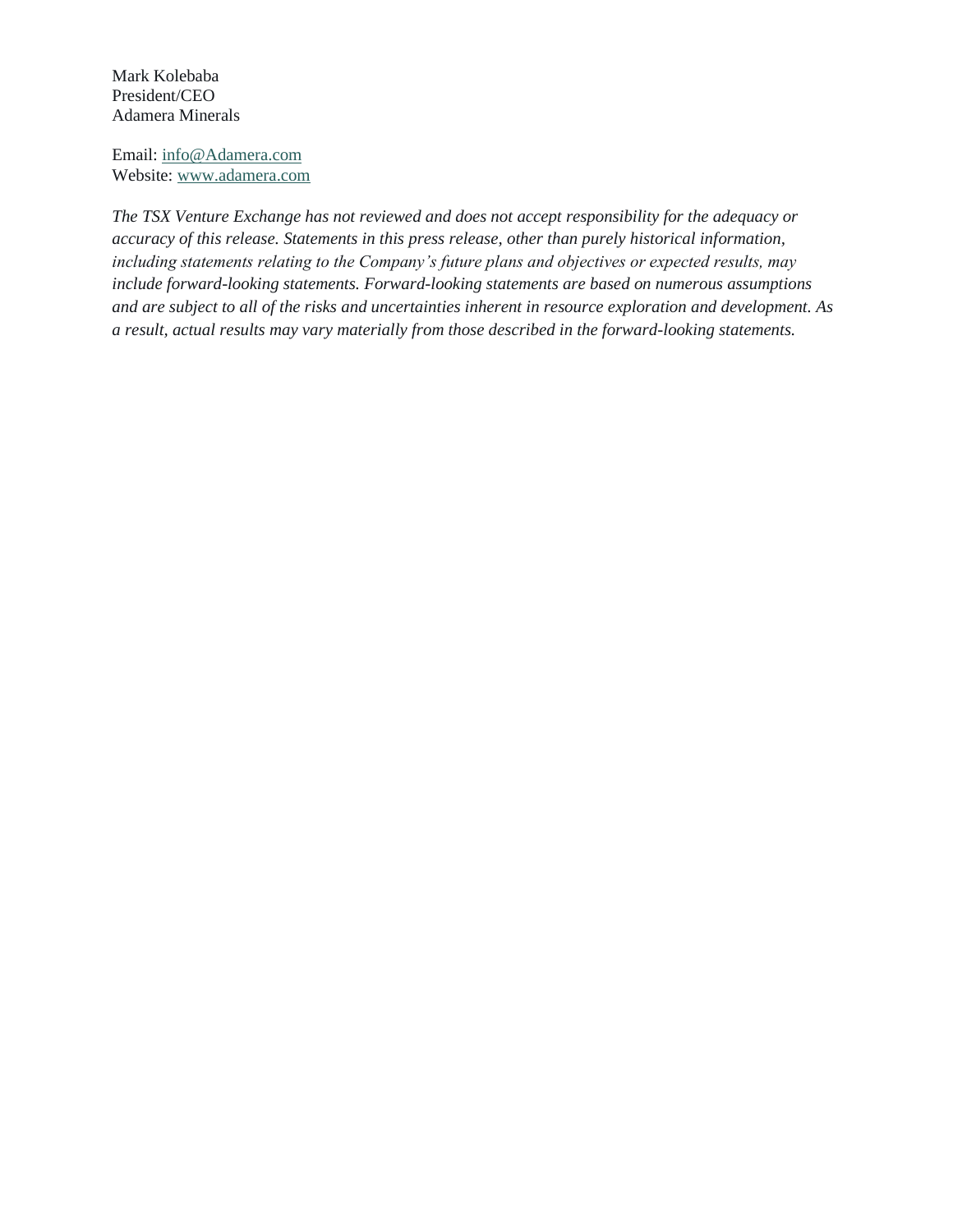Mark Kolebaba
President/CEO
Adamera Minerals

Email: info@Adamera.com
Website: www.adamera.com

*The TSX Venture Exchange has not reviewed and does not accept responsibility for the adequacy or accuracy of this release. Statements in this press release, other than purely historical information, including statements relating to the Company's future plans and objectives or expected results, may include forward-looking statements. Forward-looking statements are based on numerous assumptions and are subject to all of the risks and uncertainties inherent in resource exploration and development. As a result, actual results may vary materially from those described in the forward-looking statements.*